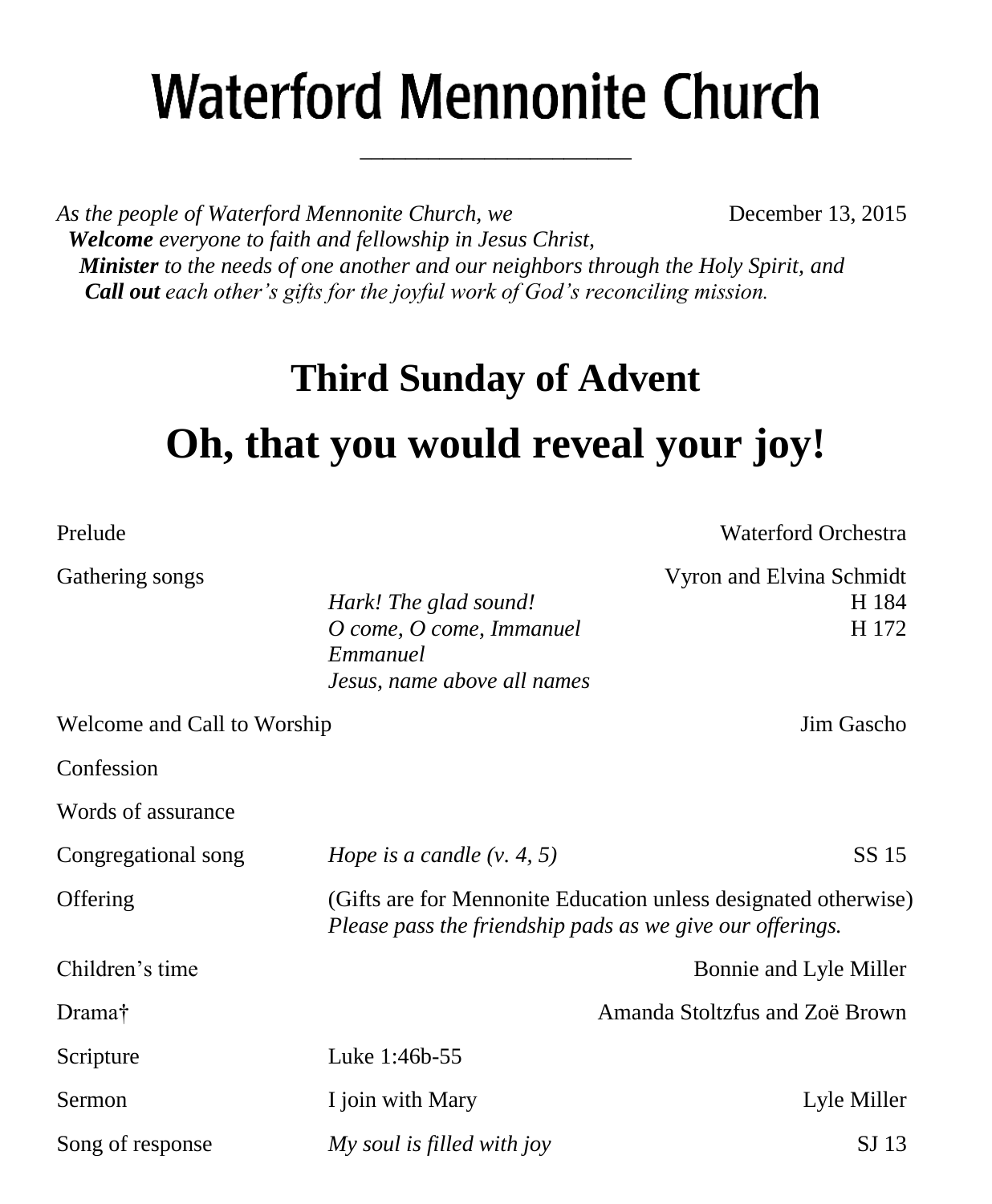# Waterford Mennonite Church

*As the people of Waterford Mennonite Church, we* December 13, 2015

***Welcome** everyone to faith and fellowship in Jesus Christ,*
***Minister** to the needs of one another and our neighbors through the Holy Spirit, and*
***Call out** each other's gifts for the joyful work of God's reconciling mission.*

## Third Sunday of Advent

## Oh, that you would reveal your joy!

| | | |
|---|---|---|
| Prelude | | Waterford Orchestra |
| Gathering songs | | Vyron and Elvina Schmidt |
| | *Hark! The glad sound!* | H 184 |
| | *O come, O come, Immanuel* | H 172 |
| | *Emmanuel* | |
| | *Jesus, name above all names* | |
| Welcome and Call to Worship | | Jim Gascho |
| Confession | | |
| Words of assurance | | |
| Congregational song | *Hope is a candle (v. 4, 5)* | SS 15 |
| Offering | (Gifts are for Mennonite Education unless designated otherwise) *Please pass the friendship pads as we give our offerings.* | |
| Children's time | | Bonnie and Lyle Miller |
| Drama† | | Amanda Stoltzfus and Zoë Brown |
| Scripture | Luke 1:46b-55 | |
| Sermon | I join with Mary | Lyle Miller |
| Song of response | *My soul is filled with joy* | SJ 13 |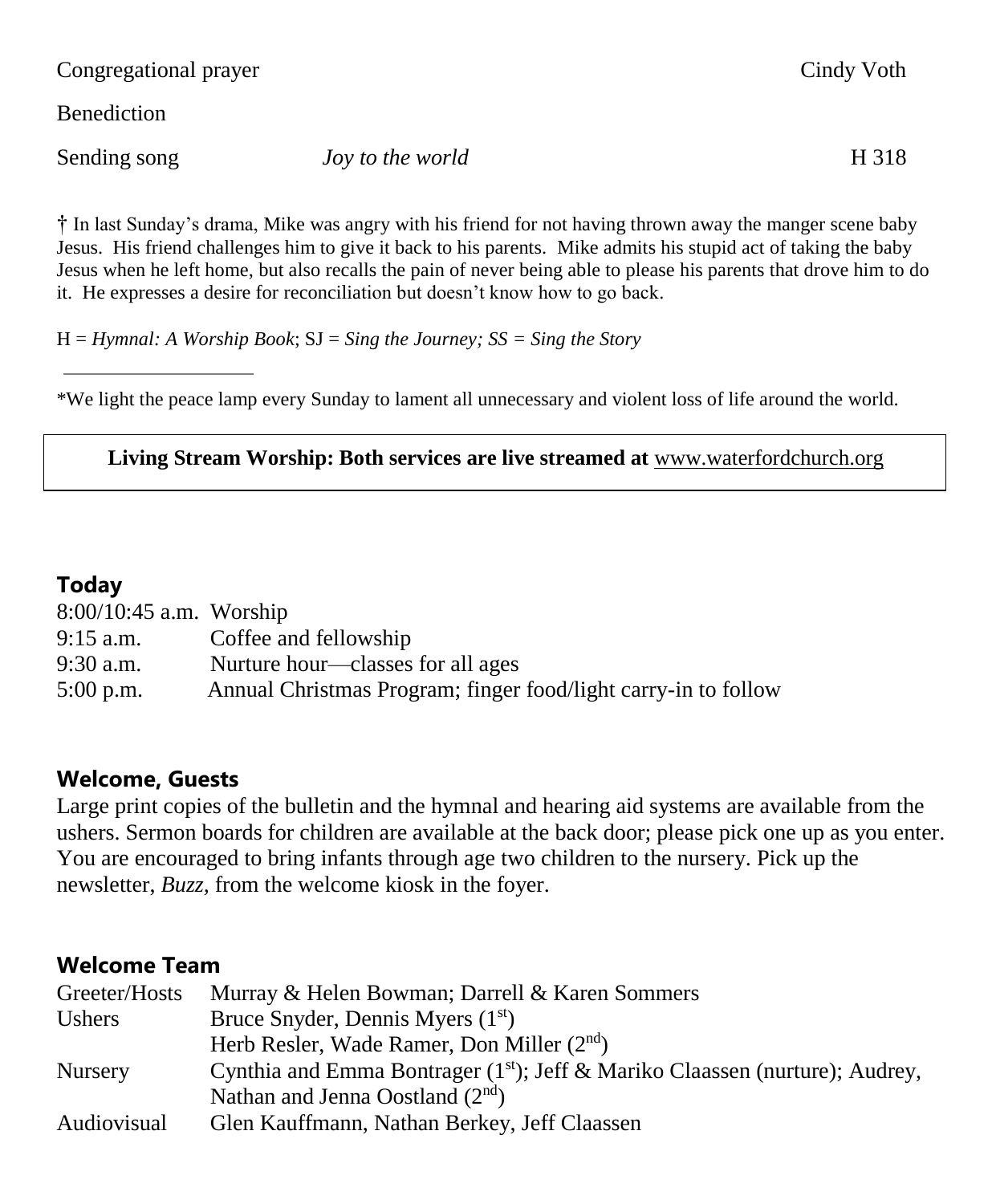| | | |
|---|---|---|
| Congregational prayer | | Cindy Voth |
| Benediction | | |
| Sending song | *Joy to the world* | H 318 |

† In last Sunday's drama, Mike was angry with his friend for not having thrown away the manger scene baby Jesus. His friend challenges him to give it back to his parents. Mike admits his stupid act of taking the baby Jesus when he left home, but also recalls the pain of never being able to please his parents that drove him to do it. He expresses a desire for reconciliation but doesn't know how to go back.

H = *Hymnal: A Worship Book*; SJ = *Sing the Journey; SS = Sing the Story*

---

*We light the peace lamp every Sunday to lament all unnecessary and violent loss of life around the world.

**Living Stream Worship: Both services are live streamed at** www.waterfordchurch.org

## Today

| | |
|---|---|
| 8:00/10:45 a.m. | Worship |
| 9:15 a.m. | Coffee and fellowship |
| 9:30 a.m. | Nurture hour—classes for all ages |
| 5:00 p.m. | Annual Christmas Program; finger food/light carry-in to follow |

## Welcome, Guests

Large print copies of the bulletin and the hymnal and hearing aid systems are available from the ushers. Sermon boards for children are available at the back door; please pick one up as you enter. You are encouraged to bring infants through age two children to the nursery. Pick up the newsletter, *Buzz,* from the welcome kiosk in the foyer.

## Welcome Team

| | |
|---|---|
| Greeter/Hosts | Murray & Helen Bowman; Darrell & Karen Sommers |
| Ushers | Bruce Snyder, Dennis Myers (1st) |
| | Herb Resler, Wade Ramer, Don Miller (2nd) |
| Nursery | Cynthia and Emma Bontrager (1st); Jeff & Mariko Claassen (nurture); Audrey, Nathan and Jenna Oostland (2nd) |
| Audiovisual | Glen Kauffmann, Nathan Berkey, Jeff Claassen |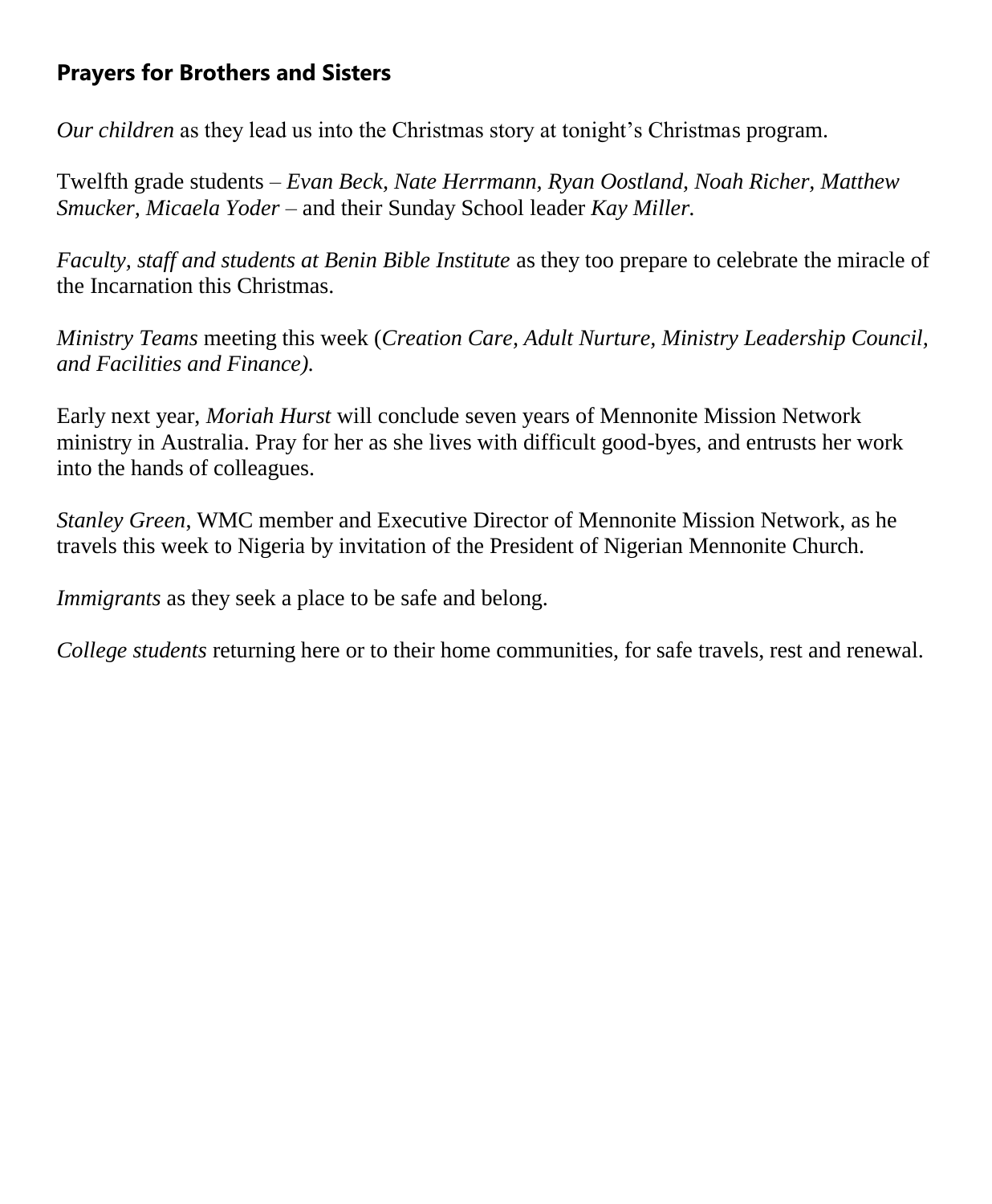## Prayers for Brothers and Sisters

*Our children* as they lead us into the Christmas story at tonight's Christmas program.

Twelfth grade students – *Evan Beck, Nate Herrmann, Ryan Oostland, Noah Richer, Matthew Smucker, Micaela Yoder* – and their Sunday School leader *Kay Miller.*

*Faculty, staff and students at Benin Bible Institute* as they too prepare to celebrate the miracle of the Incarnation this Christmas.

*Ministry Teams* meeting this week (*Creation Care, Adult Nurture, Ministry Leadership Council, and Facilities and Finance).*

Early next year, *Moriah Hurst* will conclude seven years of Mennonite Mission Network ministry in Australia. Pray for her as she lives with difficult good-byes, and entrusts her work into the hands of colleagues.

*Stanley Green*, WMC member and Executive Director of Mennonite Mission Network, as he travels this week to Nigeria by invitation of the President of Nigerian Mennonite Church.

*Immigrants* as they seek a place to be safe and belong.

*College students* returning here or to their home communities, for safe travels, rest and renewal.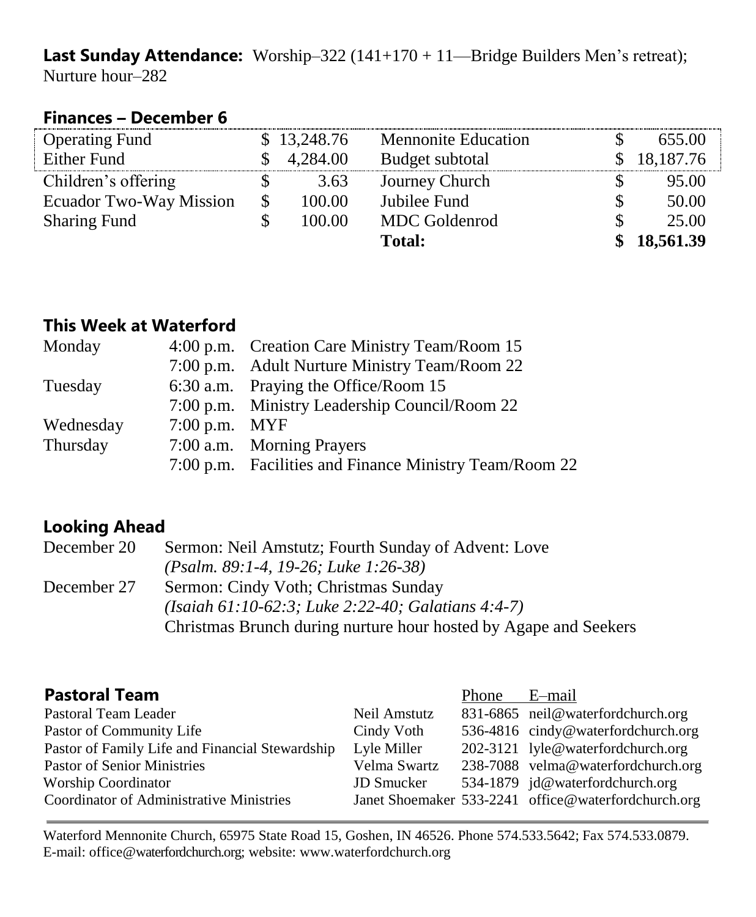**Last Sunday Attendance:** Worship–322 (141+170 + 11—Bridge Builders Men's retreat); Nurture hour–282

## Finances – December 6

| | | | |
|---|---|---|---|
| Operating Fund | $ 13,248.76 | Mennonite Education | $ 655.00 |
| Either Fund | $ 4,284.00 | Budget subtotal | $ 18,187.76 |
| Children's offering | $ 3.63 | Journey Church | $ 95.00 |
| Ecuador Two-Way Mission | $ 100.00 | Jubilee Fund | $ 50.00 |
| Sharing Fund | $ 100.00 | MDC Goldenrod | $ 25.00 |
| | | **Total:** | **$ 18,561.39** |

## This Week at Waterford

| | | |
|---|---|---|
| Monday | 4:00 p.m. | Creation Care Ministry Team/Room 15 |
| | 7:00 p.m. | Adult Nurture Ministry Team/Room 22 |
| Tuesday | 6:30 a.m. | Praying the Office/Room 15 |
| | 7:00 p.m. | Ministry Leadership Council/Room 22 |
| Wednesday | 7:00 p.m. | MYF |
| Thursday | 7:00 a.m. | Morning Prayers |
| | 7:00 p.m. | Facilities and Finance Ministry Team/Room 22 |

## Looking Ahead

December 20 — Sermon: Neil Amstutz; Fourth Sunday of Advent: Love
*(Psalm. 89:1-4, 19-26; Luke 1:26-38)*

December 27 — Sermon: Cindy Voth; Christmas Sunday
*(Isaiah 61:10-62:3; Luke 2:22-40; Galatians 4:4-7)*
Christmas Brunch during nurture hour hosted by Agape and Seekers

## Pastoral Team

| | | Phone | E–mail |
|---|---|---|---|
| Pastoral Team Leader | Neil Amstutz | 831-6865 | neil@waterfordchurch.org |
| Pastor of Community Life | Cindy Voth | 536-4816 | cindy@waterfordchurch.org |
| Pastor of Family Life and Financial Stewardship | Lyle Miller | 202-3121 | lyle@waterfordchurch.org |
| Pastor of Senior Ministries | Velma Swartz | 238-7088 | velma@waterfordchurch.org |
| Worship Coordinator | JD Smucker | 534-1879 | jd@waterfordchurch.org |
| Coordinator of Administrative Ministries | Janet Shoemaker | 533-2241 | office@waterfordchurch.org |

Waterford Mennonite Church, 65975 State Road 15, Goshen, IN 46526. Phone 574.533.5642; Fax 574.533.0879. E-mail: office@waterfordchurch.org; website: www.waterfordchurch.org